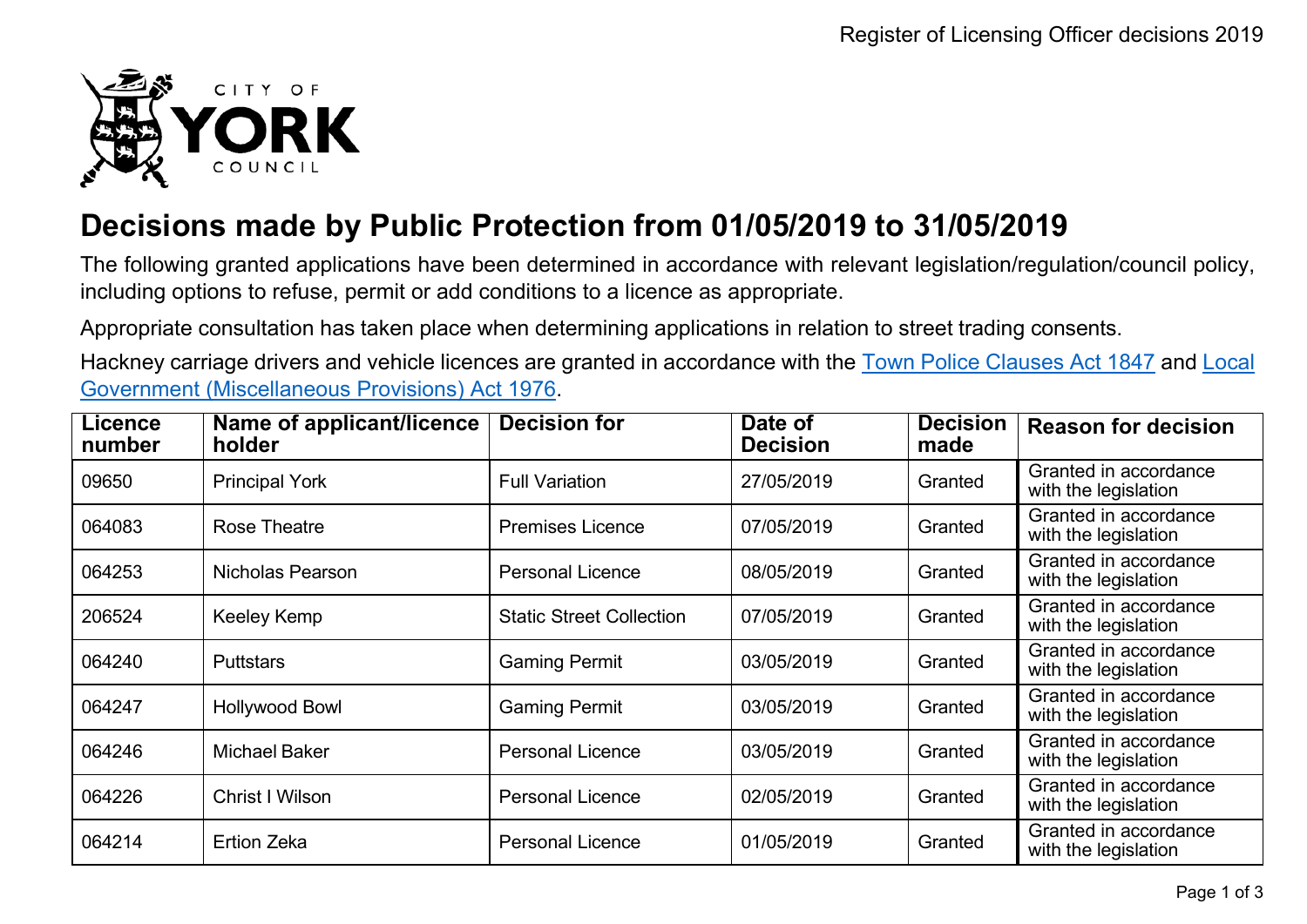# Decisions made by Public Protection from 01/05/2019 to 31/05/2019

The following granted applications have been determined in accordance with relevant legislation/regulation/council policy, including options to refuse, permit or add conditions to a licence as appropriate.

Appropriate consultation has taken place when determining applications in relation to street trading consents.

Hackney carriage drivers and vehicle licences are granted in accordance with the [Town Police Clauses Act 1847]() and [Local Government (Miscellaneous Provisions) Act 1976]().

| Licence number | Name of applicant/licence holder | Decision for | Date of Decision | Decision made | Reason for decision |
|---|---|---|---|---|---|
| 09650 | Principal York | Full Variation | 27/05/2019 | Granted | Granted in accordance with the legislation |
| 064083 | Rose Theatre | Premises Licence | 07/05/2019 | Granted | Granted in accordance with the legislation |
| 064253 | Nicholas Pearson | Personal Licence | 08/05/2019 | Granted | Granted in accordance with the legislation |
| 206524 | Keeley Kemp | Static Street Collection | 07/05/2019 | Granted | Granted in accordance with the legislation |
| 064240 | Puttstars | Gaming Permit | 03/05/2019 | Granted | Granted in accordance with the legislation |
| 064247 | Hollywood Bowl | Gaming Permit | 03/05/2019 | Granted | Granted in accordance with the legislation |
| 064246 | Michael Baker | Personal Licence | 03/05/2019 | Granted | Granted in accordance with the legislation |
| 064226 | Christ I Wilson | Personal Licence | 02/05/2019 | Granted | Granted in accordance with the legislation |
| 064214 | Ertion Zeka | Personal Licence | 01/05/2019 | Granted | Granted in accordance with the legislation |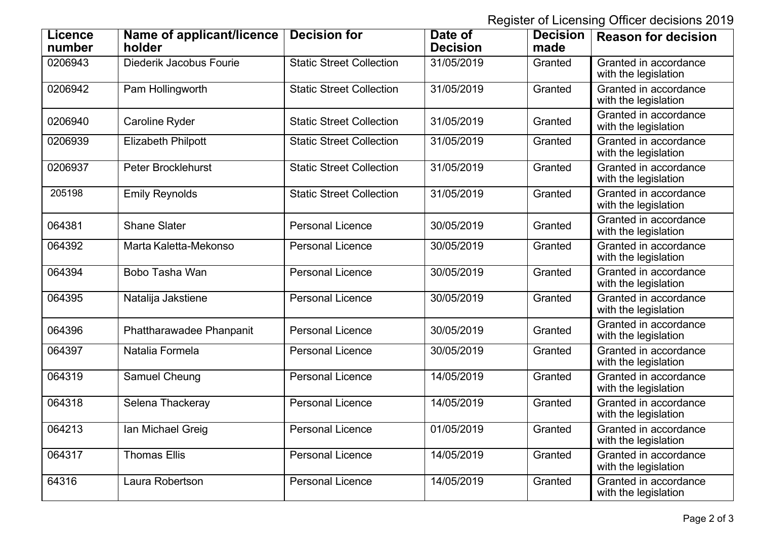Register of Licensing Officer decisions 2019

| Licence number | Name of applicant/licence holder | Decision for | Date of Decision | Decision made | Reason for decision |
|---|---|---|---|---|---|
| 0206943 | Diederik Jacobus Fourie | Static Street Collection | 31/05/2019 | Granted | Granted in accordance with the legislation |
| 0206942 | Pam Hollingworth | Static Street Collection | 31/05/2019 | Granted | Granted in accordance with the legislation |
| 0206940 | Caroline Ryder | Static Street Collection | 31/05/2019 | Granted | Granted in accordance with the legislation |
| 0206939 | Elizabeth Philpott | Static Street Collection | 31/05/2019 | Granted | Granted in accordance with the legislation |
| 0206937 | Peter Brocklehurst | Static Street Collection | 31/05/2019 | Granted | Granted in accordance with the legislation |
| 205198 | Emily Reynolds | Static Street Collection | 31/05/2019 | Granted | Granted in accordance with the legislation |
| 064381 | Shane Slater | Personal Licence | 30/05/2019 | Granted | Granted in accordance with the legislation |
| 064392 | Marta Kaletta-Mekonso | Personal Licence | 30/05/2019 | Granted | Granted in accordance with the legislation |
| 064394 | Bobo Tasha Wan | Personal Licence | 30/05/2019 | Granted | Granted in accordance with the legislation |
| 064395 | Natalija Jakstiene | Personal Licence | 30/05/2019 | Granted | Granted in accordance with the legislation |
| 064396 | Phattharawadee Phanpanit | Personal Licence | 30/05/2019 | Granted | Granted in accordance with the legislation |
| 064397 | Natalia Formela | Personal Licence | 30/05/2019 | Granted | Granted in accordance with the legislation |
| 064319 | Samuel Cheung | Personal Licence | 14/05/2019 | Granted | Granted in accordance with the legislation |
| 064318 | Selena Thackeray | Personal Licence | 14/05/2019 | Granted | Granted in accordance with the legislation |
| 064213 | Ian Michael Greig | Personal Licence | 01/05/2019 | Granted | Granted in accordance with the legislation |
| 064317 | Thomas Ellis | Personal Licence | 14/05/2019 | Granted | Granted in accordance with the legislation |
| 64316 | Laura Robertson | Personal Licence | 14/05/2019 | Granted | Granted in accordance with the legislation |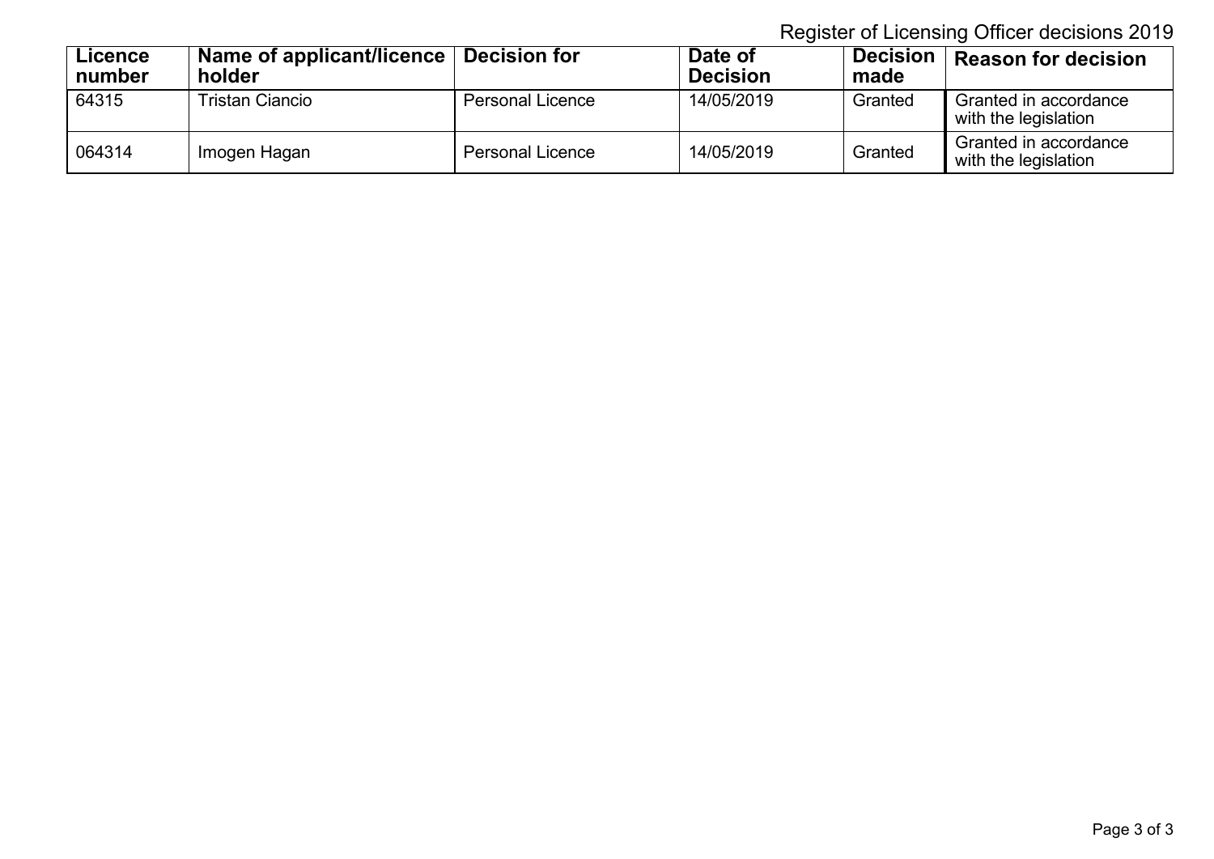| Licence number | Name of applicant/licence holder | Decision for | Date of Decision | Decision made | Reason for decision |
|---|---|---|---|---|---|
| 64315 | Tristan Ciancio | Personal Licence | 14/05/2019 | Granted | Granted in accordance with the legislation |
| 064314 | Imogen Hagan | Personal Licence | 14/05/2019 | Granted | Granted in accordance with the legislation |